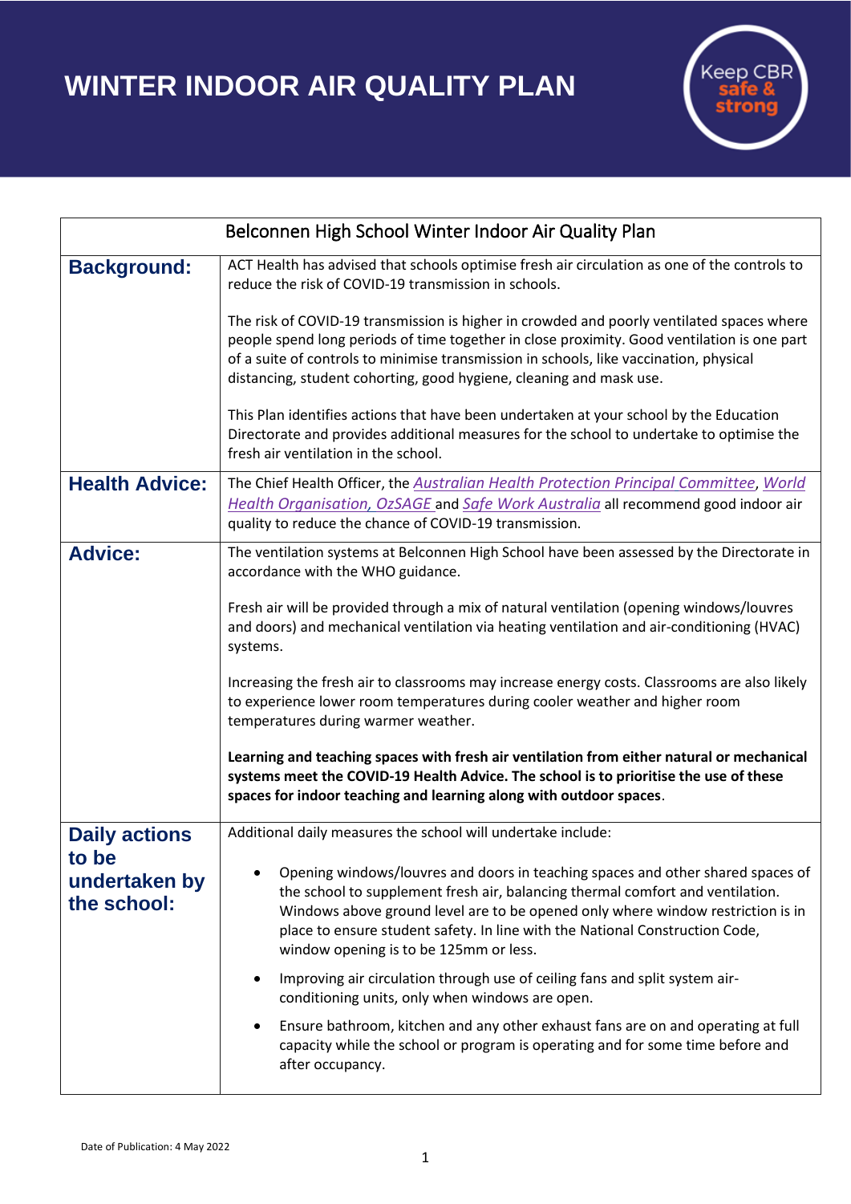# WINTER INDOOR AIR QUALITY PLAN

Keep CBR safe & strong

| Belconnen High School Winter Indoor Air Quality Plan | |
|---|---|
| **Background:** | ACT Health has advised that schools optimise fresh air circulation as one of the controls to reduce the risk of COVID-19 transmission in schools.<br><br>The risk of COVID-19 transmission is higher in crowded and poorly ventilated spaces where people spend long periods of time together in close proximity. Good ventilation is one part of a suite of controls to minimise transmission in schools, like vaccination, physical distancing, student cohorting, good hygiene, cleaning and mask use.<br><br>This Plan identifies actions that have been undertaken at your school by the Education Directorate and provides additional measures for the school to undertake to optimise the fresh air ventilation in the school. |
| **Health Advice:** | The Chief Health Officer, the *Australian Health Protection Principal Committee*, *World Health Organisation, OzSAGE* and *Safe Work Australia* all recommend good indoor air quality to reduce the chance of COVID-19 transmission. |
| **Advice:** | The ventilation systems at Belconnen High School have been assessed by the Directorate in accordance with the WHO guidance.<br><br>Fresh air will be provided through a mix of natural ventilation (opening windows/louvres and doors) and mechanical ventilation via heating ventilation and air-conditioning (HVAC) systems.<br><br>Increasing the fresh air to classrooms may increase energy costs. Classrooms are also likely to experience lower room temperatures during cooler weather and higher room temperatures during warmer weather.<br><br>**Learning and teaching spaces with fresh air ventilation from either natural or mechanical systems meet the COVID-19 Health Advice. The school is to prioritise the use of these spaces for indoor teaching and learning along with outdoor spaces**. |
| **Daily actions to be undertaken by the school:** | Additional daily measures the school will undertake include:<br><br>• Opening windows/louvres and doors in teaching spaces and other shared spaces of the school to supplement fresh air, balancing thermal comfort and ventilation. Windows above ground level are to be opened only where window restriction is in place to ensure student safety. In line with the National Construction Code, window opening is to be 125mm or less.<br><br>• Improving air circulation through use of ceiling fans and split system air-conditioning units, only when windows are open.<br><br>• Ensure bathroom, kitchen and any other exhaust fans are on and operating at full capacity while the school or program is operating and for some time before and after occupancy. |

Date of Publication: 4 May 2022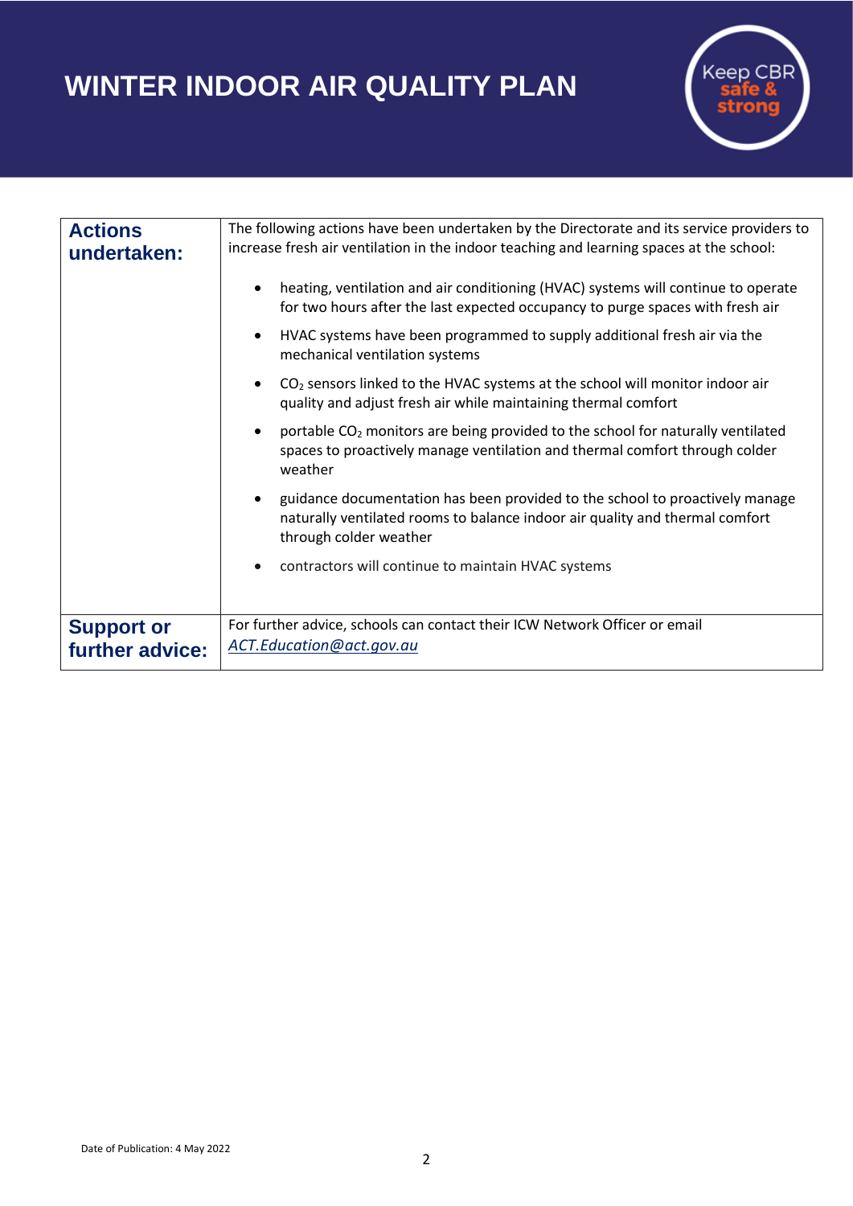# WINTER INDOOR AIR QUALITY PLAN

Keep CBR safe & strong

| | |
|---|---|
| **Actions undertaken:** | The following actions have been undertaken by the Directorate and its service providers to increase fresh air ventilation in the indoor teaching and learning spaces at the school:<br><br>• heating, ventilation and air conditioning (HVAC) systems will continue to operate for two hours after the last expected occupancy to purge spaces with fresh air<br>• HVAC systems have been programmed to supply additional fresh air via the mechanical ventilation systems<br>• $CO_2$ sensors linked to the HVAC systems at the school will monitor indoor air quality and adjust fresh air while maintaining thermal comfort<br>• portable $CO_2$ monitors are being provided to the school for naturally ventilated spaces to proactively manage ventilation and thermal comfort through colder weather<br>• guidance documentation has been provided to the school to proactively manage naturally ventilated rooms to balance indoor air quality and thermal comfort through colder weather<br>• contractors will continue to maintain HVAC systems |
| **Support or further advice:** | For further advice, schools can contact their ICW Network Officer or email *ACT.Education@act.gov.au* |

Date of Publication: 4 May 2022